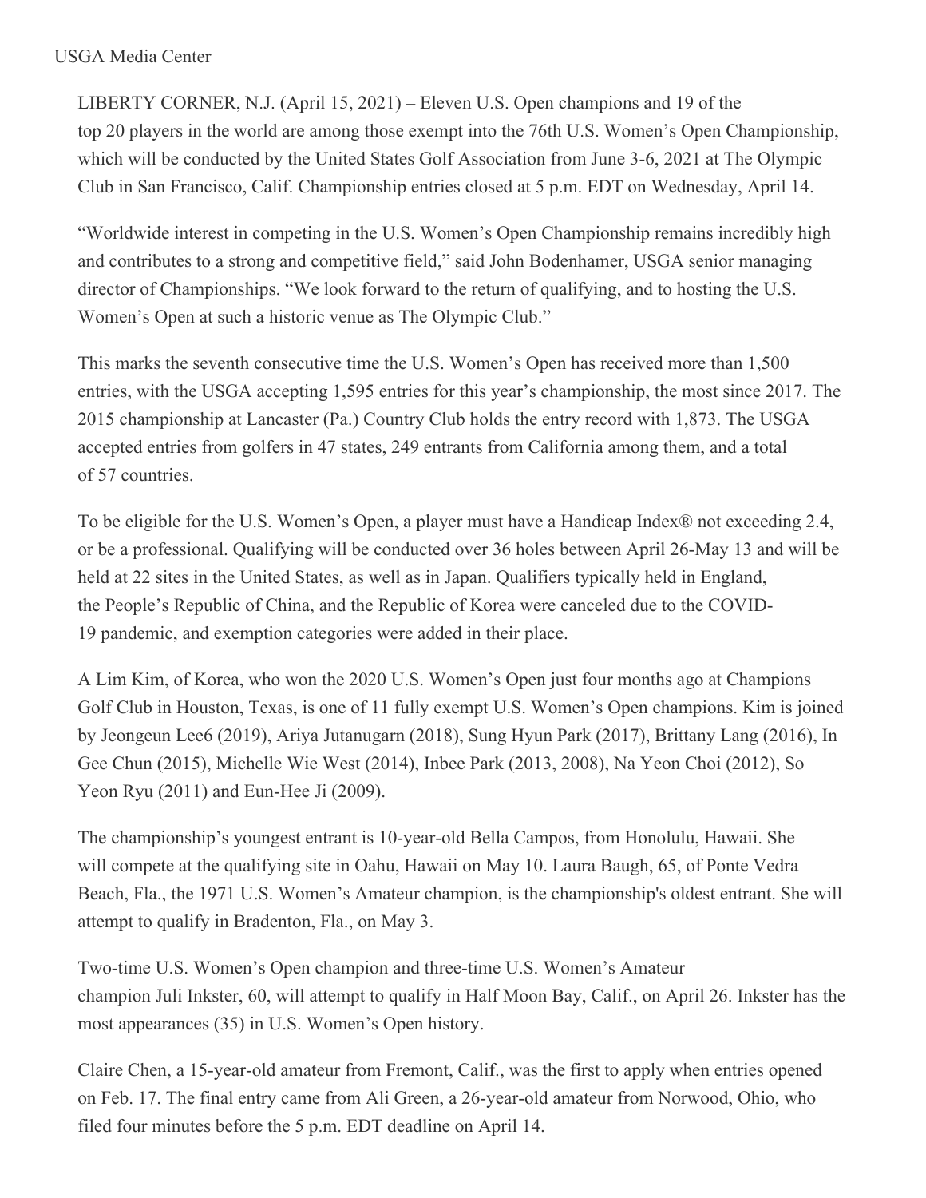USGA Media Center

LIBERTY CORNER, N.J. (April 15, 2021) – Eleven U.S. Open champions and 19 of the top 20 players in the world are among those exempt into the 76th U.S. Women's Open Championship, which will be conducted by the United States Golf Association from June 3-6, 2021 at The Olympic Club in San Francisco, Calif. Championship entries closed at 5 p.m. EDT on Wednesday, April 14.

"Worldwide interest in competing in the U.S. Women's Open Championship remains incredibly high and contributes to a strong and competitive field," said John Bodenhamer, USGA senior managing director of Championships. "We look forward to the return of qualifying, and to hosting the U.S. Women's Open at such a historic venue as The Olympic Club."

This marks the seventh consecutive time the U.S. Women's Open has received more than 1,500 entries, with the USGA accepting 1,595 entries for this year's championship, the most since 2017. The 2015 championship at Lancaster (Pa.) Country Club holds the entry record with 1,873. The USGA accepted entries from golfers in 47 states, 249 entrants from California among them, and a total of 57 countries.

To be eligible for the U.S. Women's Open, a player must have a Handicap Index® not exceeding 2.4, or be a professional. Qualifying will be conducted over 36 holes between April 26-May 13 and will be held at 22 sites in the United States, as well as in Japan. Qualifiers typically held in England, the People's Republic of China, and the Republic of Korea were canceled due to the COVID-19 pandemic, and exemption categories were added in their place.

A Lim Kim, of Korea, who won the 2020 U.S. Women's Open just four months ago at Champions Golf Club in Houston, Texas, is one of 11 fully exempt U.S. Women's Open champions. Kim is joined by Jeongeun Lee6 (2019), Ariya Jutanugarn (2018), Sung Hyun Park (2017), Brittany Lang (2016), In Gee Chun (2015), Michelle Wie West (2014), Inbee Park (2013, 2008), Na Yeon Choi (2012), So Yeon Ryu (2011) and Eun-Hee Ji (2009).

The championship's youngest entrant is 10-year-old Bella Campos, from Honolulu, Hawaii. She will compete at the qualifying site in Oahu, Hawaii on May 10. Laura Baugh, 65, of Ponte Vedra Beach, Fla., the 1971 U.S. Women's Amateur champion, is the championship's oldest entrant. She will attempt to qualify in Bradenton, Fla., on May 3.

Two-time U.S. Women's Open champion and three-time U.S. Women's Amateur champion Juli Inkster, 60, will attempt to qualify in Half Moon Bay, Calif., on April 26. Inkster has the most appearances (35) in U.S. Women's Open history.

Claire Chen, a 15-year-old amateur from Fremont, Calif., was the first to apply when entries opened on Feb. 17. The final entry came from Ali Green, a 26-year-old amateur from Norwood, Ohio, who filed four minutes before the 5 p.m. EDT deadline on April 14.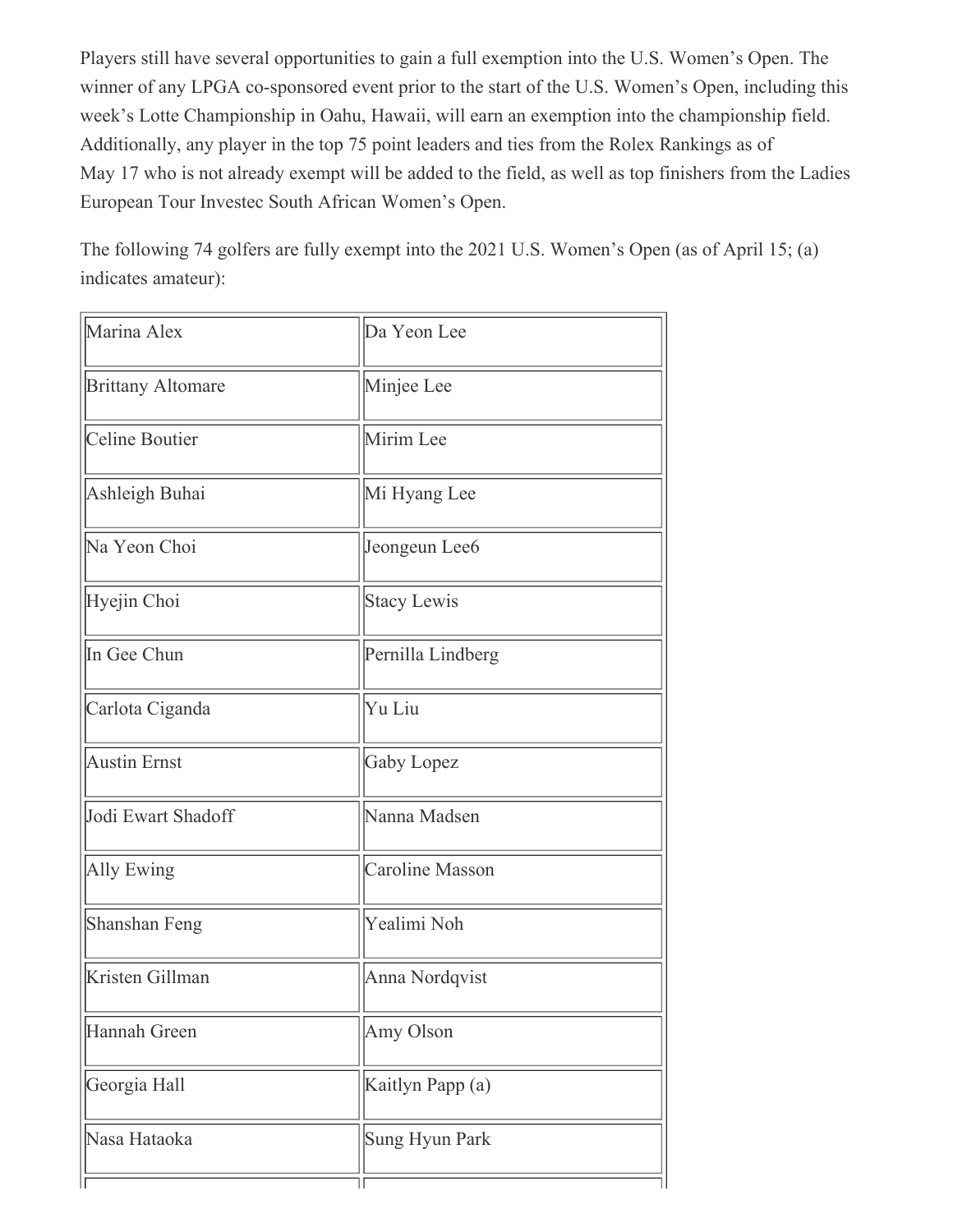Players still have several opportunities to gain a full exemption into the U.S. Women's Open. The winner of any LPGA co-sponsored event prior to the start of the U.S. Women's Open, including this week's Lotte Championship in Oahu, Hawaii, will earn an exemption into the championship field. Additionally, any player in the top 75 point leaders and ties from the Rolex Rankings as of May 17 who is not already exempt will be added to the field, as well as top finishers from the Ladies European Tour Investec South African Women's Open.

The following 74 golfers are fully exempt into the 2021 U.S. Women's Open (as of April 15; (a) indicates amateur):

| | |
|---|---|
| Marina Alex | Da Yeon Lee |
| Brittany Altomare | Minjee Lee |
| Celine Boutier | Mirim Lee |
| Ashleigh Buhai | Mi Hyang Lee |
| Na Yeon Choi | Jeongeun Lee6 |
| Hyejin Choi | Stacy Lewis |
| In Gee Chun | Pernilla Lindberg |
| Carlota Ciganda | Yu Liu |
| Austin Ernst | Gaby Lopez |
| Jodi Ewart Shadoff | Nanna Madsen |
| Ally Ewing | Caroline Masson |
| Shanshan Feng | Yealimi Noh |
| Kristen Gillman | Anna Nordqvist |
| Hannah Green | Amy Olson |
| Georgia Hall | Kaitlyn Papp (a) |
| Nasa Hataoka | Sung Hyun Park |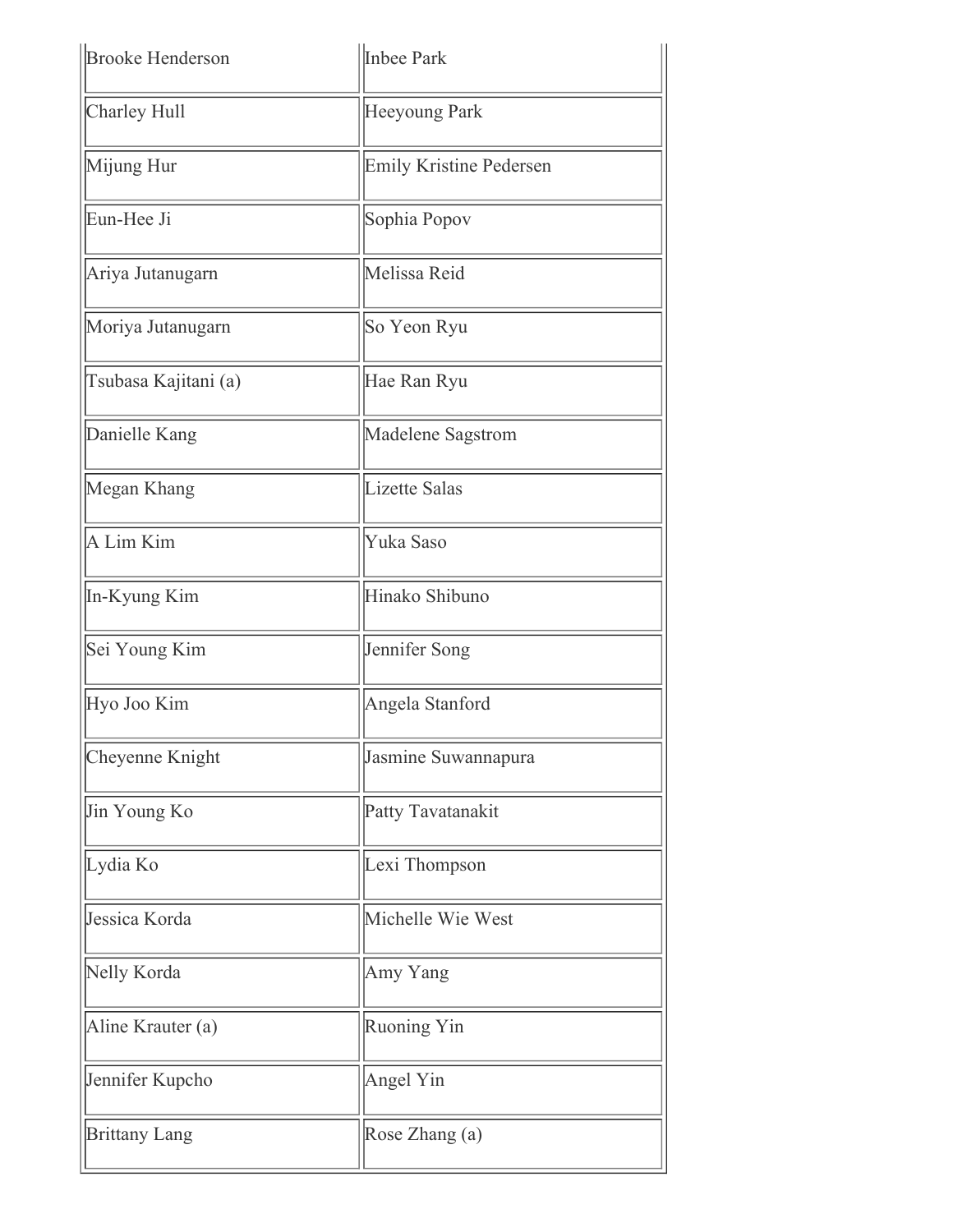| Brooke Henderson | Inbee Park |
| --- | --- |
| Charley Hull | Heeyoung Park |
| Mijung Hur | Emily Kristine Pedersen |
| Eun-Hee Ji | Sophia Popov |
| Ariya Jutanugarn | Melissa Reid |
| Moriya Jutanugarn | So Yeon Ryu |
| Tsubasa Kajitani (a) | Hae Ran Ryu |
| Danielle Kang | Madelene Sagstrom |
| Megan Khang | Lizette Salas |
| A Lim Kim | Yuka Saso |
| In-Kyung Kim | Hinako Shibuno |
| Sei Young Kim | Jennifer Song |
| Hyo Joo Kim | Angela Stanford |
| Cheyenne Knight | Jasmine Suwannapura |
| Jin Young Ko | Patty Tavatanakit |
| Lydia Ko | Lexi Thompson |
| Jessica Korda | Michelle Wie West |
| Nelly Korda | Amy Yang |
| Aline Krauter (a) | Ruoning Yin |
| Jennifer Kupcho | Angel Yin |
| Brittany Lang | Rose Zhang (a) |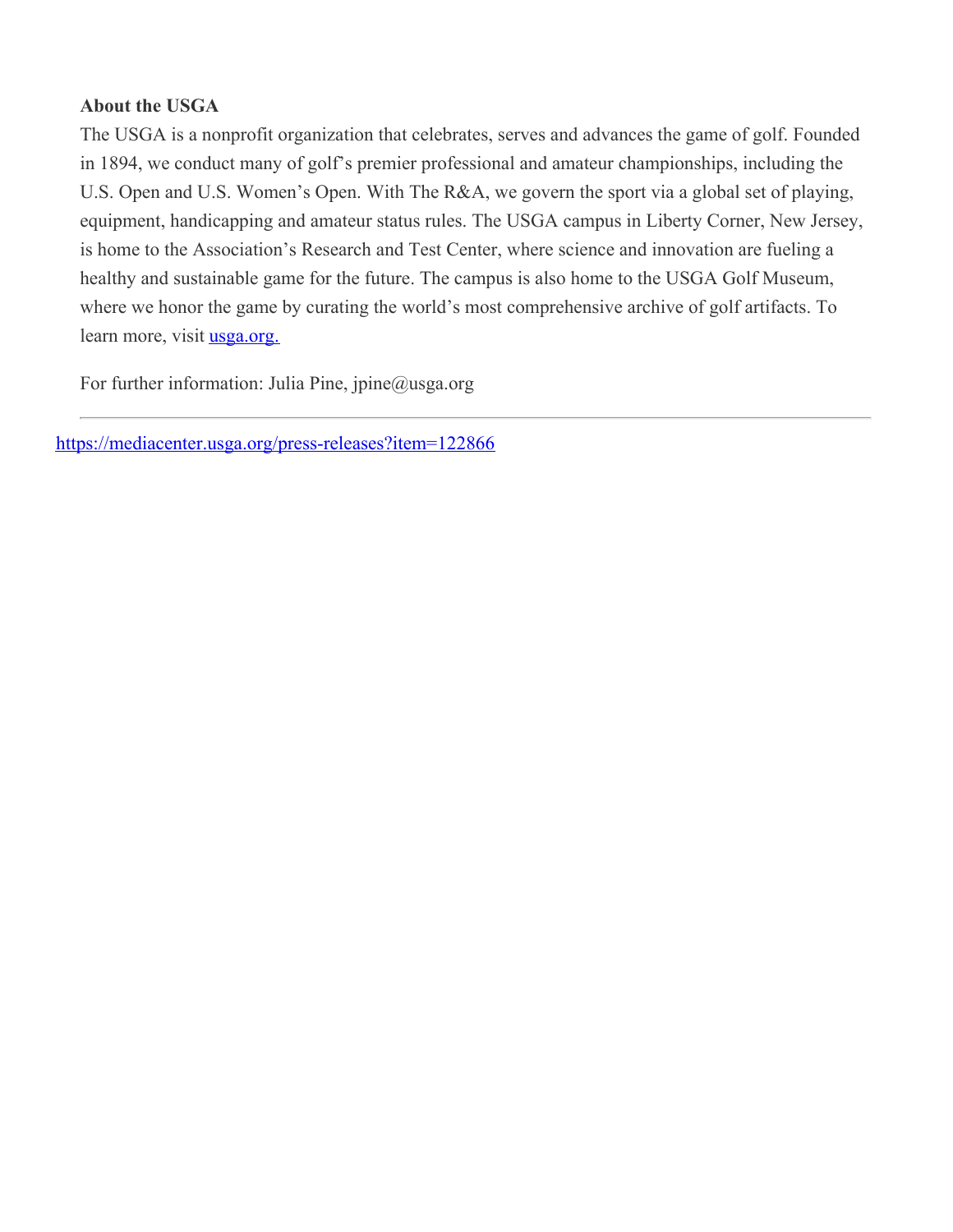**About the USGA**

The USGA is a nonprofit organization that celebrates, serves and advances the game of golf. Founded in 1894, we conduct many of golf's premier professional and amateur championships, including the U.S. Open and U.S. Women's Open. With The R&A, we govern the sport via a global set of playing, equipment, handicapping and amateur status rules. The USGA campus in Liberty Corner, New Jersey, is home to the Association's Research and Test Center, where science and innovation are fueling a healthy and sustainable game for the future. The campus is also home to the USGA Golf Museum, where we honor the game by curating the world's most comprehensive archive of golf artifacts. To learn more, visit [usga.org.](https://usga.org)

For further information: Julia Pine, jpine@usga.org

---

https://mediacenter.usga.org/press-releases?item=122866